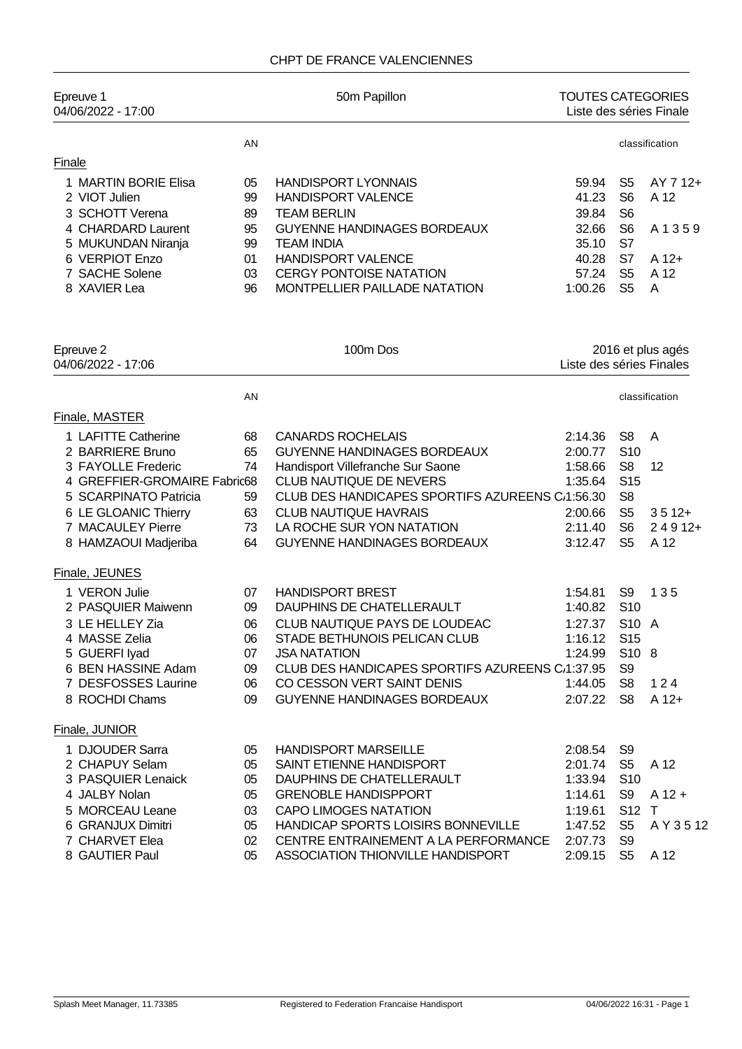# CHPT DE FRANCE VALENCIENNES

## Epreuve 1 — 50m Papillon — TOUTES CATEGORIES

04/06/2022 - 17:00 — Liste des séries Finale

### Finale

| | AN | | | | classification |
|---|---|---|---|---|---|
| 1 MARTIN BORIE Elisa | 05 | HANDISPORT LYONNAIS | 59.94 | S5 | AY 7 12+ |
| 2 VIOT Julien | 99 | HANDISPORT VALENCE | 41.23 | S6 | A 12 |
| 3 SCHOTT Verena | 89 | TEAM BERLIN | 39.84 | S6 | |
| 4 CHARDARD Laurent | 95 | GUYENNE HANDINAGES BORDEAUX | 32.66 | S6 | A 1 3 5 9 |
| 5 MUKUNDAN Niranja | 99 | TEAM INDIA | 35.10 | S7 | |
| 6 VERPIOT Enzo | 01 | HANDISPORT VALENCE | 40.28 | S7 | A 12+ |
| 7 SACHE Solene | 03 | CERGY PONTOISE NATATION | 57.24 | S5 | A 12 |
| 8 XAVIER Lea | 96 | MONTPELLIER PAILLADE NATATION | 1:00.26 | S5 | A |

## Epreuve 2 — 100m Dos — 2016 et plus agés

04/06/2022 - 17:06 — Liste des séries Finales

### Finale, MASTER

| | AN | | | | classification |
|---|---|---|---|---|---|
| 1 LAFITTE Catherine | 68 | CANARDS ROCHELAIS | 2:14.36 | S8 | A |
| 2 BARRIERE Bruno | 65 | GUYENNE HANDINAGES BORDEAUX | 2:00.77 | S10 | |
| 3 FAYOLLE Frederic | 74 | Handisport Villefranche Sur Saone | 1:58.66 | S8 | 12 |
| 4 GREFFIER-GROMAIRE Fabric | 68 | CLUB NAUTIQUE DE NEVERS | 1:35.64 | S15 | |
| 5 SCARPINATO Patricia | 59 | CLUB DES HANDICAPES SPORTIFS AZUREENS C/ | 1:56.30 | S8 | |
| 6 LE GLOANIC Thierry | 63 | CLUB NAUTIQUE HAVRAIS | 2:00.66 | S5 | 3 5 12+ |
| 7 MACAULEY Pierre | 73 | LA ROCHE SUR YON NATATION | 2:11.40 | S6 | 2 4 9 12+ |
| 8 HAMZAOUI Madjeriba | 64 | GUYENNE HANDINAGES BORDEAUX | 3:12.47 | S5 | A 12 |

### Finale, JEUNES

| | AN | | | | classification |
|---|---|---|---|---|---|
| 1 VERON Julie | 07 | HANDISPORT BREST | 1:54.81 | S9 | 1 3 5 |
| 2 PASQUIER Maiwenn | 09 | DAUPHINS DE CHATELLERAULT | 1:40.82 | S10 | |
| 3 LE HELLEY Zia | 06 | CLUB NAUTIQUE PAYS DE LOUDEAC | 1:27.37 | S10 | A |
| 4 MASSE Zelia | 06 | STADE BETHUNOIS PELICAN CLUB | 1:16.12 | S15 | |
| 5 GUERFI Iyad | 07 | JSA NATATION | 1:24.99 | S10 | 8 |
| 6 BEN HASSINE Adam | 09 | CLUB DES HANDICAPES SPORTIFS AZUREENS C/ | 1:37.95 | S9 | |
| 7 DESFOSSES Laurine | 06 | CO CESSON VERT SAINT DENIS | 1:44.05 | S8 | 1 2 4 |
| 8 ROCHDI Chams | 09 | GUYENNE HANDINAGES BORDEAUX | 2:07.22 | S8 | A 12+ |

### Finale, JUNIOR

| | AN | | | | classification |
|---|---|---|---|---|---|
| 1 DJOUDER Sarra | 05 | HANDISPORT MARSEILLE | 2:08.54 | S9 | |
| 2 CHAPUY Selam | 05 | SAINT ETIENNE HANDISPORT | 2:01.74 | S5 | A 12 |
| 3 PASQUIER Lenaick | 05 | DAUPHINS DE CHATELLERAULT | 1:33.94 | S10 | |
| 4 JALBY Nolan | 05 | GRENOBLE HANDISPPORT | 1:14.61 | S9 | A 12 + |
| 5 MORCEAU Leane | 03 | CAPO LIMOGES NATATION | 1:19.61 | S12 | T |
| 6 GRANJUX Dimitri | 05 | HANDICAP SPORTS LOISIRS BONNEVILLE | 1:47.52 | S5 | A Y 3 5 12 |
| 7 CHARVET Elea | 02 | CENTRE ENTRAINEMENT A LA PERFORMANCE | 2:07.73 | S9 | |
| 8 GAUTIER Paul | 05 | ASSOCIATION THIONVILLE HANDISPORT | 2:09.15 | S5 | A 12 |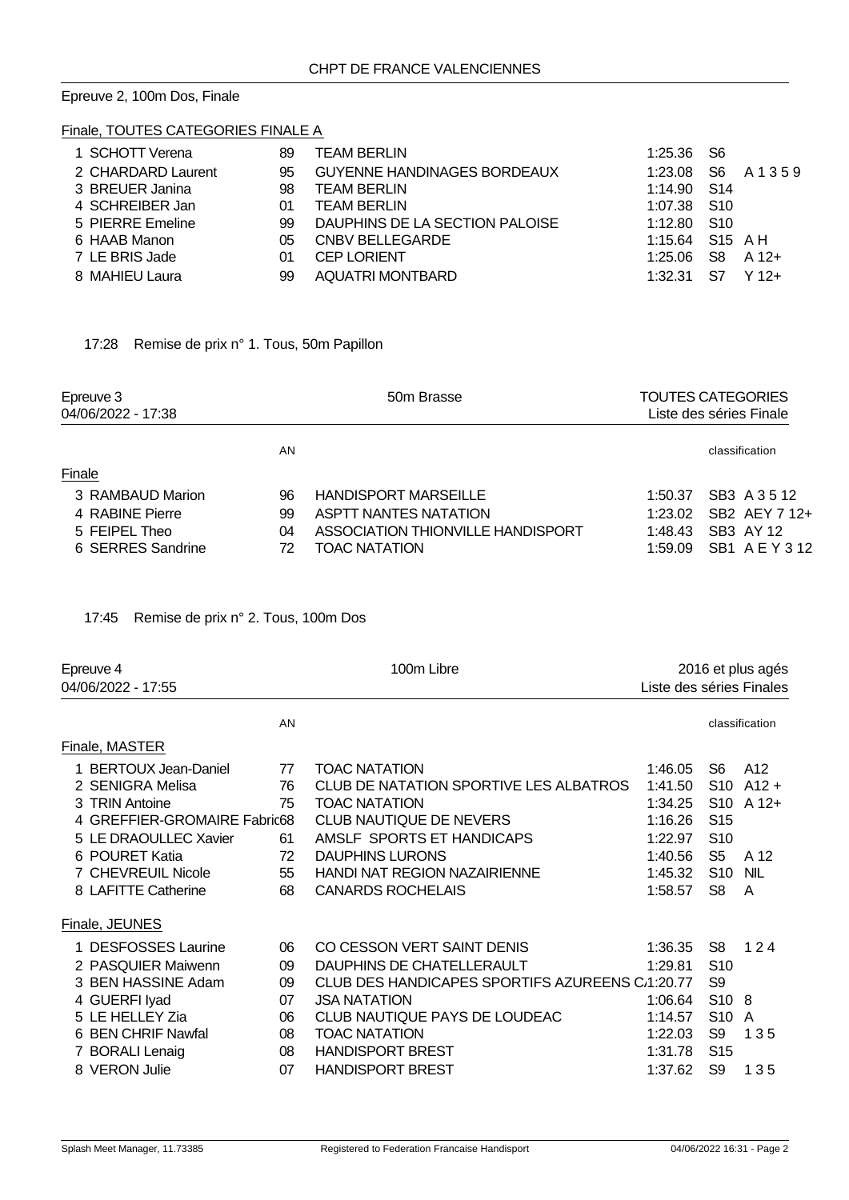Epreuve 2, 100m Dos, Finale

Finale, TOUTES CATEGORIES FINALE A

| | | AN | | | | |
|---|---|---|---|---|---|---|
| 1 | SCHOTT Verena | 89 | TEAM BERLIN | 1:25.36 | S6 | |
| 2 | CHARDARD Laurent | 95 | GUYENNE HANDINAGES BORDEAUX | 1:23.08 | S6 | A 1 3 5 9 |
| 3 | BREUER Janina | 98 | TEAM BERLIN | 1:14.90 | S14 | |
| 4 | SCHREIBER Jan | 01 | TEAM BERLIN | 1:07.38 | S10 | |
| 5 | PIERRE Emeline | 99 | DAUPHINS DE LA SECTION PALOISE | 1:12.80 | S10 | |
| 6 | HAAB Manon | 05 | CNBV BELLEGARDE | 1:15.64 | S15 | A H |
| 7 | LE BRIS Jade | 01 | CEP LORIENT | 1:25.06 | S8 | A 12+ |
| 8 | MAHIEU Laura | 99 | AQUATRI MONTBARD | 1:32.31 | S7 | Y 12+ |

17:28 Remise de prix n° 1. Tous, 50m Papillon

Epreuve 3 — 50m Brasse — TOUTES CATEGORIES
04/06/2022 - 17:38 — Liste des séries Finale

Finale

| | | AN | | | classification | |
|---|---|---|---|---|---|---|
| 3 | RAMBAUD Marion | 96 | HANDISPORT MARSEILLE | 1:50.37 | SB3 | A 3 5 12 |
| 4 | RABINE Pierre | 99 | ASPTT NANTES NATATION | 1:23.02 | SB2 | AEY 7 12+ |
| 5 | FEIPEL Theo | 04 | ASSOCIATION THIONVILLE HANDISPORT | 1:48.43 | SB3 | AY 12 |
| 6 | SERRES Sandrine | 72 | TOAC NATATION | 1:59.09 | SB1 | A E Y 3 12 |

17:45 Remise de prix n° 2. Tous, 100m Dos

Epreuve 4 — 100m Libre — 2016 et plus agés
04/06/2022 - 17:55 — Liste des séries Finales

Finale, MASTER

| | | AN | | | classification | |
|---|---|---|---|---|---|---|
| 1 | BERTOUX Jean-Daniel | 77 | TOAC NATATION | 1:46.05 | S6 | A12 |
| 2 | SENIGRA Melisa | 76 | CLUB DE NATATION SPORTIVE LES ALBATROS | 1:41.50 | S10 | A12 + |
| 3 | TRIN Antoine | 75 | TOAC NATATION | 1:34.25 | S10 | A 12+ |
| 4 | GREFFIER-GROMAIRE Fabric | 68 | CLUB NAUTIQUE DE NEVERS | 1:16.26 | S15 | |
| 5 | LE DRAOULLEC Xavier | 61 | AMSLF SPORTS ET HANDICAPS | 1:22.97 | S10 | |
| 6 | POURET Katia | 72 | DAUPHINS LURONS | 1:40.56 | S5 | A 12 |
| 7 | CHEVREUIL Nicole | 55 | HANDI NAT REGION NAZAIRIENNE | 1:45.32 | S10 | NIL |
| 8 | LAFITTE Catherine | 68 | CANARDS ROCHELAIS | 1:58.57 | S8 | A |

Finale, JEUNES

| | | AN | | | classification | |
|---|---|---|---|---|---|---|
| 1 | DESFOSSES Laurine | 06 | CO CESSON VERT SAINT DENIS | 1:36.35 | S8 | 1 2 4 |
| 2 | PASQUIER Maiwenn | 09 | DAUPHINS DE CHATELLERAULT | 1:29.81 | S10 | |
| 3 | BEN HASSINE Adam | 09 | CLUB DES HANDICAPES SPORTIFS AZUREENS C/ | 1:20.77 | S9 | |
| 4 | GUERFI Iyad | 07 | JSA NATATION | 1:06.64 | S10 | 8 |
| 5 | LE HELLEY Zia | 06 | CLUB NAUTIQUE PAYS DE LOUDEAC | 1:14.57 | S10 | A |
| 6 | BEN CHRIF Nawfal | 08 | TOAC NATATION | 1:22.03 | S9 | 1 3 5 |
| 7 | BORALI Lenaig | 08 | HANDISPORT BREST | 1:31.78 | S15 | |
| 8 | VERON Julie | 07 | HANDISPORT BREST | 1:37.62 | S9 | 1 3 5 |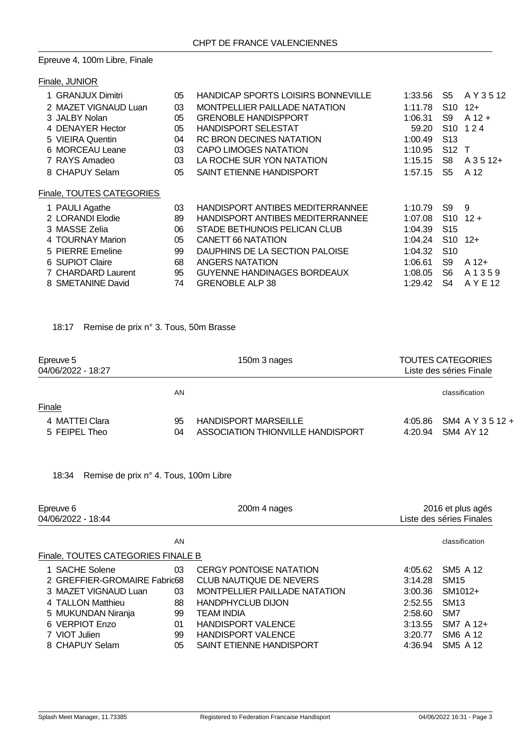## CHPT DE FRANCE VALENCIENNES

### Epreuve 4, 100m Libre, Finale

#### Finale, JUNIOR

| | | | | | |
|---|---|---|---|---|---|
| 1 GRANJUX Dimitri | 05 | HANDICAP SPORTS LOISIRS BONNEVILLE | 1:33.56 | S5 | A Y 3 5 12 |
| 2 MAZET VIGNAUD Luan | 03 | MONTPELLIER PAILLADE NATATION | 1:11.78 | S10 | 12+ |
| 3 JALBY Nolan | 05 | GRENOBLE HANDISPPORT | 1:06.31 | S9 | A 12 + |
| 4 DENAYER Hector | 05 | HANDISPORT SELESTAT | 59.20 | S10 | 1 2 4 |
| 5 VIEIRA Quentin | 04 | RC BRON DECINES NATATION | 1:00.49 | S13 | |
| 6 MORCEAU Leane | 03 | CAPO LIMOGES NATATION | 1:10.95 | S12 | T |
| 7 RAYS Amadeo | 03 | LA ROCHE SUR YON NATATION | 1:15.15 | S8 | A 3 5 12+ |
| 8 CHAPUY Selam | 05 | SAINT ETIENNE HANDISPORT | 1:57.15 | S5 | A 12 |

#### Finale, TOUTES CATEGORIES

| | | | | | |
|---|---|---|---|---|---|
| 1 PAULI Agathe | 03 | HANDISPORT ANTIBES MEDITERRANNEE | 1:10.79 | S9 | 9 |
| 2 LORANDI Elodie | 89 | HANDISPORT ANTIBES MEDITERRANNEE | 1:07.08 | S10 | 12 + |
| 3 MASSE Zelia | 06 | STADE BETHUNOIS PELICAN CLUB | 1:04.39 | S15 | |
| 4 TOURNAY Marion | 05 | CANETT 66 NATATION | 1:04.24 | S10 | 12+ |
| 5 PIERRE Emeline | 99 | DAUPHINS DE LA SECTION PALOISE | 1:04.32 | S10 | |
| 6 SUPIOT Claire | 68 | ANGERS NATATION | 1:06.61 | S9 | A 12+ |
| 7 CHARDARD Laurent | 95 | GUYENNE HANDINAGES BORDEAUX | 1:08.05 | S6 | A 1 3 5 9 |
| 8 SMETANINE David | 74 | GRENOBLE ALP 38 | 1:29.42 | S4 | A Y E 12 |

18:17 Remise de prix n° 3. Tous, 50m Brasse

### Epreuve 5 — 150m 3 nages — TOUTES CATEGORIES

04/06/2022 - 18:27 — Liste des séries Finale

#### Finale

| | AN | | | classification |
|---|---|---|---|---|
| 4 MATTEI Clara | 95 | HANDISPORT MARSEILLE | 4:05.86 | SM4 A Y 3 5 12 + |
| 5 FEIPEL Theo | 04 | ASSOCIATION THIONVILLE HANDISPORT | 4:20.94 | SM4 AY 12 |

18:34 Remise de prix n° 4. Tous, 100m Libre

### Epreuve 6 — 200m 4 nages — 2016 et plus agés

04/06/2022 - 18:44 — Liste des séries Finales

#### Finale, TOUTES CATEGORIES FINALE B

| | AN | | | classification |
|---|---|---|---|---|
| 1 SACHE Solene | 03 | CERGY PONTOISE NATATION | 4:05.62 | SM5 A 12 |
| 2 GREFFIER-GROMAIRE Fabric | 68 | CLUB NAUTIQUE DE NEVERS | 3:14.28 | SM15 |
| 3 MAZET VIGNAUD Luan | 03 | MONTPELLIER PAILLADE NATATION | 3:00.36 | SM1012+ |
| 4 TALLON Matthieu | 88 | HANDPHYCLUB DIJON | 2:52.55 | SM13 |
| 5 MUKUNDAN Niranja | 99 | TEAM INDIA | 2:58.60 | SM7 |
| 6 VERPIOT Enzo | 01 | HANDISPORT VALENCE | 3:13.55 | SM7 A 12+ |
| 7 VIOT Julien | 99 | HANDISPORT VALENCE | 3:20.77 | SM6 A 12 |
| 8 CHAPUY Selam | 05 | SAINT ETIENNE HANDISPORT | 4:36.94 | SM5 A 12 |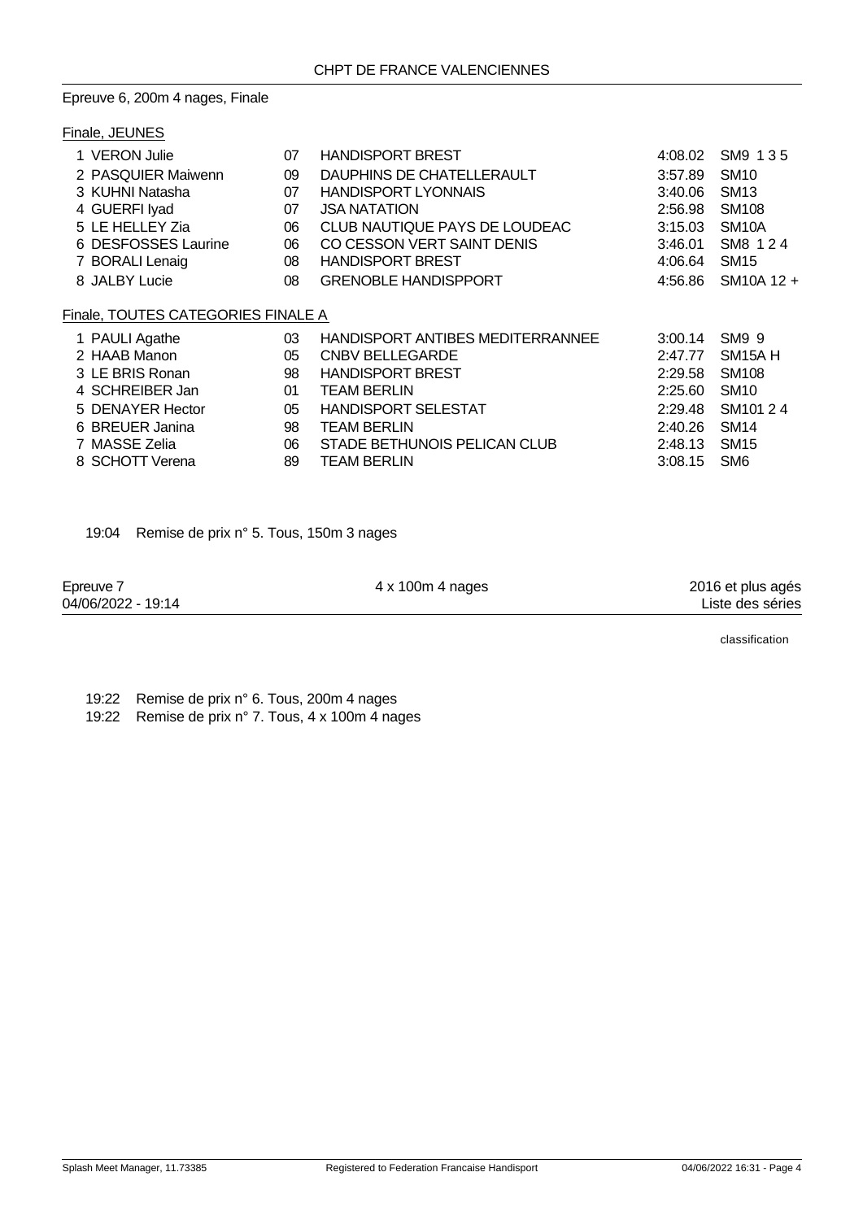## CHPT DE FRANCE VALENCIENNES

Epreuve 6, 200m 4 nages, Finale

### Finale, JEUNES

| | | | | | |
|---|---|---|---|---|---|
| 1 | VERON Julie | 07 | HANDISPORT BREST | 4:08.02 | SM9 1 3 5 |
| 2 | PASQUIER Maiwenn | 09 | DAUPHINS DE CHATELLERAULT | 3:57.89 | SM10 |
| 3 | KUHNI Natasha | 07 | HANDISPORT LYONNAIS | 3:40.06 | SM13 |
| 4 | GUERFI Iyad | 07 | JSA NATATION | 2:56.98 | SM108 |
| 5 | LE HELLEY Zia | 06 | CLUB NAUTIQUE PAYS DE LOUDEAC | 3:15.03 | SM10A |
| 6 | DESFOSSES Laurine | 06 | CO CESSON VERT SAINT DENIS | 3:46.01 | SM8 1 2 4 |
| 7 | BORALI Lenaig | 08 | HANDISPORT BREST | 4:06.64 | SM15 |
| 8 | JALBY Lucie | 08 | GRENOBLE HANDISPPORT | 4:56.86 | SM10A 12 + |

### Finale, TOUTES CATEGORIES FINALE A

| | | | | | |
|---|---|---|---|---|---|
| 1 | PAULI Agathe | 03 | HANDISPORT ANTIBES MEDITERRANNEE | 3:00.14 | SM9 9 |
| 2 | HAAB Manon | 05 | CNBV BELLEGARDE | 2:47.77 | SM15A H |
| 3 | LE BRIS Ronan | 98 | HANDISPORT BREST | 2:29.58 | SM108 |
| 4 | SCHREIBER Jan | 01 | TEAM BERLIN | 2:25.60 | SM10 |
| 5 | DENAYER Hector | 05 | HANDISPORT SELESTAT | 2:29.48 | SM101 2 4 |
| 6 | BREUER Janina | 98 | TEAM BERLIN | 2:40.26 | SM14 |
| 7 | MASSE Zelia | 06 | STADE BETHUNOIS PELICAN CLUB | 2:48.13 | SM15 |
| 8 | SCHOTT Verena | 89 | TEAM BERLIN | 3:08.15 | SM6 |

19:04 Remise de prix n° 5. Tous, 150m 3 nages

| | | |
|---|---|---|
| Epreuve 7 | 4 x 100m 4 nages | 2016 et plus agés |
| 04/06/2022 - 19:14 | | Liste des séries |

classification

19:22 Remise de prix n° 6. Tous, 200m 4 nages

19:22 Remise de prix n° 7. Tous, 4 x 100m 4 nages